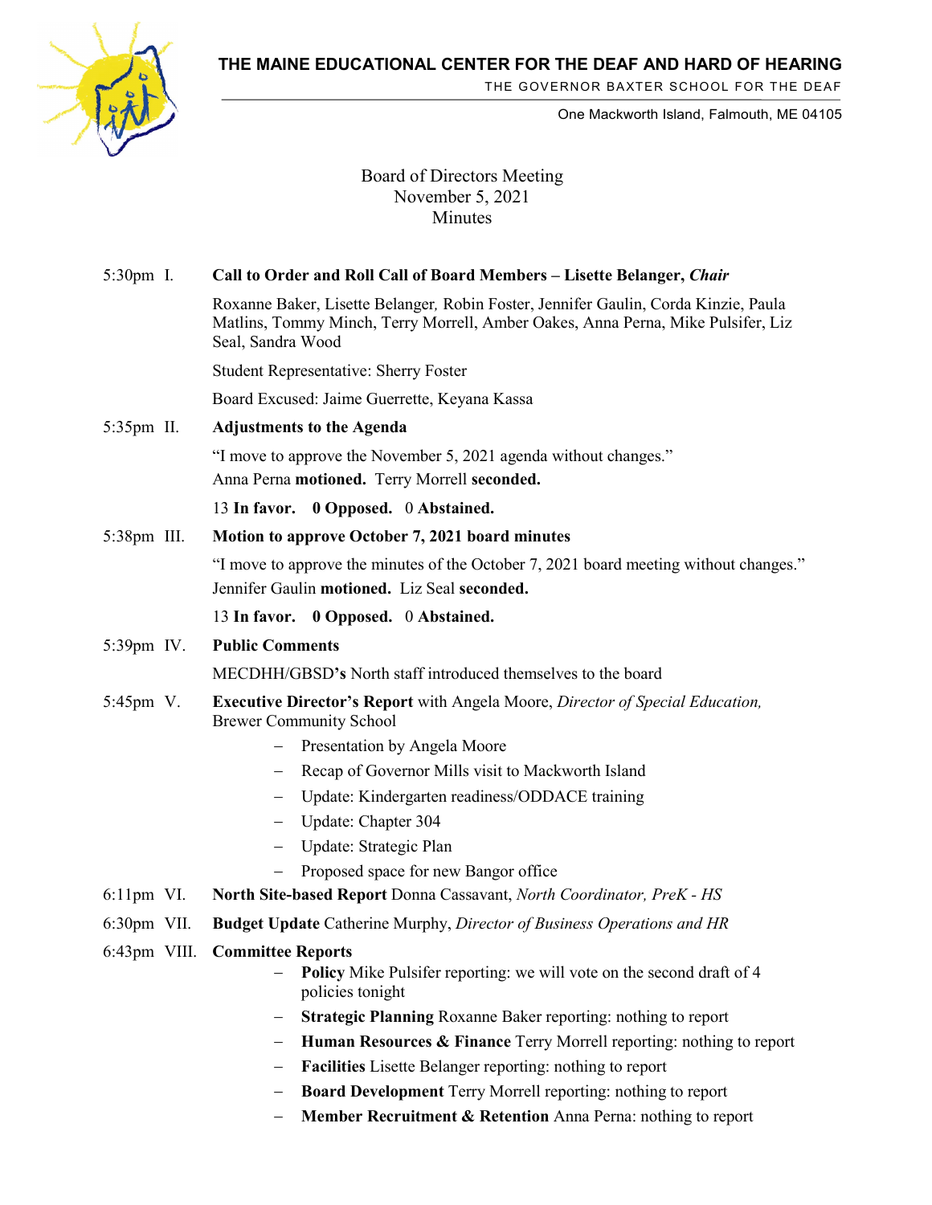# THE MAINE EDUCATIONAL CENTER FOR THE DEAF AND HARD OF HEARING

THE GOVERNOR BAXTER SCHOOL FOR THE DEAF

One Mackworth Island, Falmouth, ME 04105

## Board of Directors Meeting
## November 5, 2021
## Minutes

5:30pm I. **Call to Order and Roll Call of Board Members – Lisette Belanger, *Chair***

Roxanne Baker, Lisette Belanger, Robin Foster, Jennifer Gaulin, Corda Kinzie, Paula Matlins, Tommy Minch, Terry Morrell, Amber Oakes, Anna Perna, Mike Pulsifer, Liz Seal, Sandra Wood

Student Representative: Sherry Foster

Board Excused: Jaime Guerrette, Keyana Kassa

5:35pm II. **Adjustments to the Agenda**

"I move to approve the November 5, 2021 agenda without changes."
Anna Perna **motioned.** Terry Morrell **seconded.**

13 **In favor.** 0 **Opposed.** 0 **Abstained.**

5:38pm III. **Motion to approve October 7, 2021 board minutes**

"I move to approve the minutes of the October 7, 2021 board meeting without changes."
Jennifer Gaulin **motioned.** Liz Seal **seconded.**

13 **In favor.** 0 **Opposed.** 0 **Abstained.**

5:39pm IV. **Public Comments**

MECDHH/GBSD**'s** North staff introduced themselves to the board

5:45pm V. **Executive Director's Report** with Angela Moore, *Director of Special Education,* Brewer Community School

- Presentation by Angela Moore
- Recap of Governor Mills visit to Mackworth Island
- Update: Kindergarten readiness/ODDACE training
- Update: Chapter 304
- Update: Strategic Plan
- Proposed space for new Bangor office

6:11pm VI. **North Site-based Report** Donna Cassavant, *North Coordinator, PreK - HS*

6:30pm VII. **Budget Update** Catherine Murphy, *Director of Business Operations and HR*

6:43pm VIII. **Committee Reports**

- **Policy** Mike Pulsifer reporting: we will vote on the second draft of 4 policies tonight
- **Strategic Planning** Roxanne Baker reporting: nothing to report
- **Human Resources & Finance** Terry Morrell reporting: nothing to report
- **Facilities** Lisette Belanger reporting: nothing to report
- **Board Development** Terry Morrell reporting: nothing to report
- **Member Recruitment & Retention** Anna Perna: nothing to report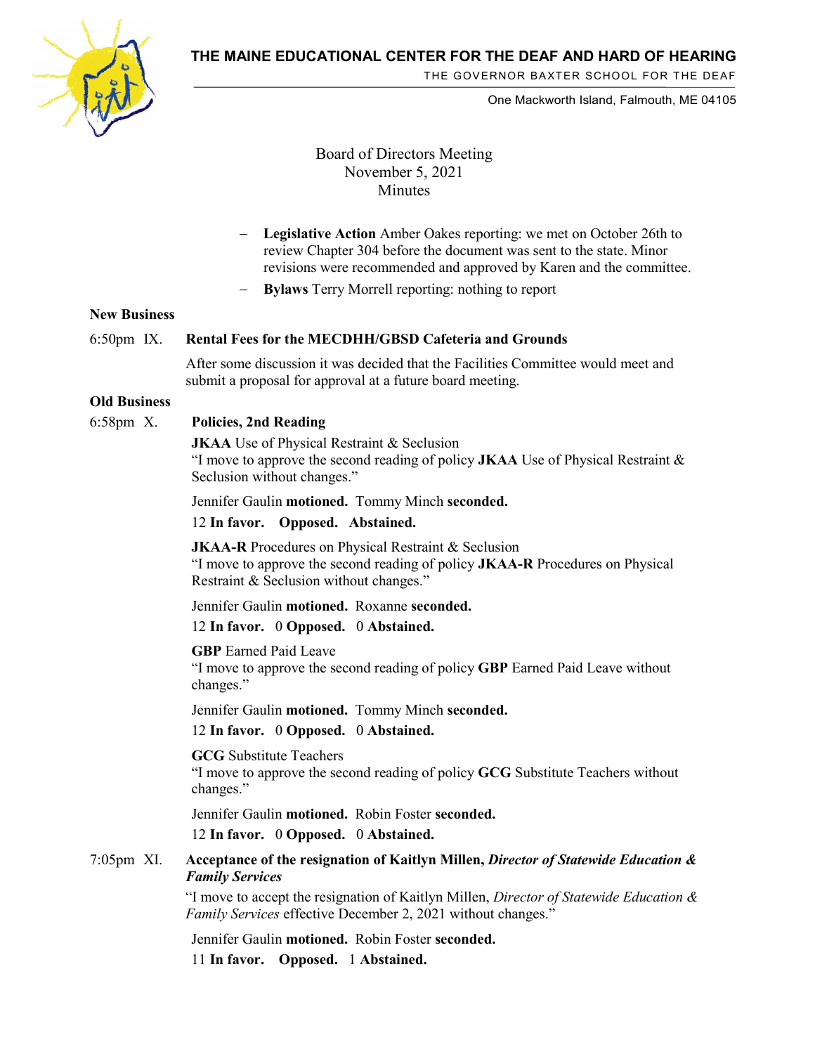# THE MAINE EDUCATIONAL CENTER FOR THE DEAF AND HARD OF HEARING

THE GOVERNOR BAXTER SCHOOL FOR THE DEAF

One Mackworth Island, Falmouth, ME 04105

Board of Directors Meeting
November 5, 2021
Minutes

- **Legislative Action** Amber Oakes reporting: we met on October 26th to review Chapter 304 before the document was sent to the state. Minor revisions were recommended and approved by Karen and the committee.
- **Bylaws** Terry Morrell reporting: nothing to report

**New Business**

6:50pm IX. **Rental Fees for the MECDHH/GBSD Cafeteria and Grounds**

After some discussion it was decided that the Facilities Committee would meet and submit a proposal for approval at a future board meeting.

**Old Business**

6:58pm X. **Policies, 2nd Reading**

**JKAA** Use of Physical Restraint & Seclusion
"I move to approve the second reading of policy **JKAA** Use of Physical Restraint & Seclusion without changes."

Jennifer Gaulin **motioned.** Tommy Minch **seconded.**

12 **In favor.** **Opposed.** **Abstained.**

**JKAA-R** Procedures on Physical Restraint & Seclusion
"I move to approve the second reading of policy **JKAA-R** Procedures on Physical Restraint & Seclusion without changes."

Jennifer Gaulin **motioned.** Roxanne **seconded.**

12 **In favor.** 0 **Opposed.** 0 **Abstained.**

**GBP** Earned Paid Leave
"I move to approve the second reading of policy **GBP** Earned Paid Leave without changes."

Jennifer Gaulin **motioned.** Tommy Minch **seconded.**

12 **In favor.** 0 **Opposed.** 0 **Abstained.**

**GCG** Substitute Teachers
"I move to approve the second reading of policy **GCG** Substitute Teachers without changes."

Jennifer Gaulin **motioned.** Robin Foster **seconded.**

12 **In favor.** 0 **Opposed.** 0 **Abstained.**

7:05pm XI. **Acceptance of the resignation of Kaitlyn Millen, *Director of Statewide Education & Family Services***

"I move to accept the resignation of Kaitlyn Millen, *Director of Statewide Education & Family Services* effective December 2, 2021 without changes."

Jennifer Gaulin **motioned.** Robin Foster **seconded.**

11 **In favor.** **Opposed.** 1 **Abstained.**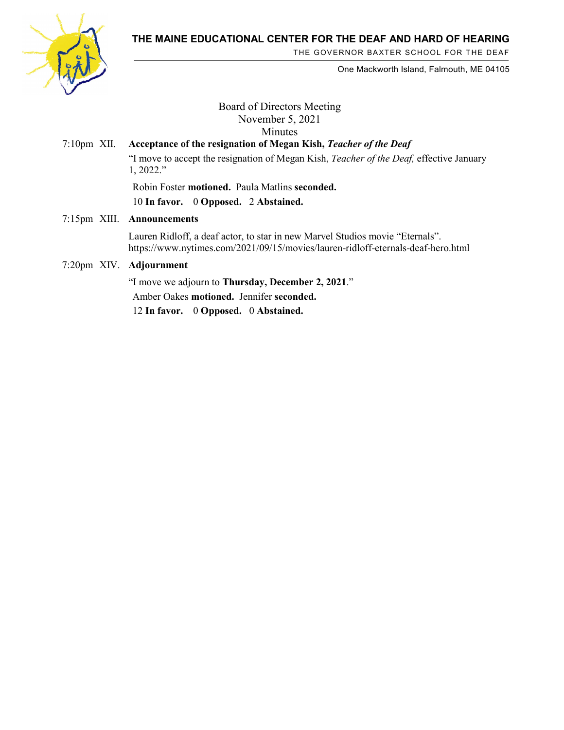**THE MAINE EDUCATIONAL CENTER FOR THE DEAF AND HARD OF HEARING**

THE GOVERNOR BAXTER SCHOOL FOR THE DEAF

One Mackworth Island, Falmouth, ME 04105

Board of Directors Meeting
November 5, 2021
Minutes

7:10pm XII. **Acceptance of the resignation of Megan Kish, *Teacher of the Deaf***

"I move to accept the resignation of Megan Kish, *Teacher of the Deaf,* effective January 1, 2022."

Robin Foster **motioned.** Paula Matlins **seconded.**

10 **In favor.** 0 **Opposed.** 2 **Abstained.**

7:15pm XIII. **Announcements**

Lauren Ridloff, a deaf actor, to star in new Marvel Studios movie "Eternals". https://www.nytimes.com/2021/09/15/movies/lauren-ridloff-eternals-deaf-hero.html

7:20pm XIV. **Adjournment**

"I move we adjourn to **Thursday, December 2, 2021**."

Amber Oakes **motioned.** Jennifer **seconded.**

12 **In favor.** 0 **Opposed.** 0 **Abstained.**